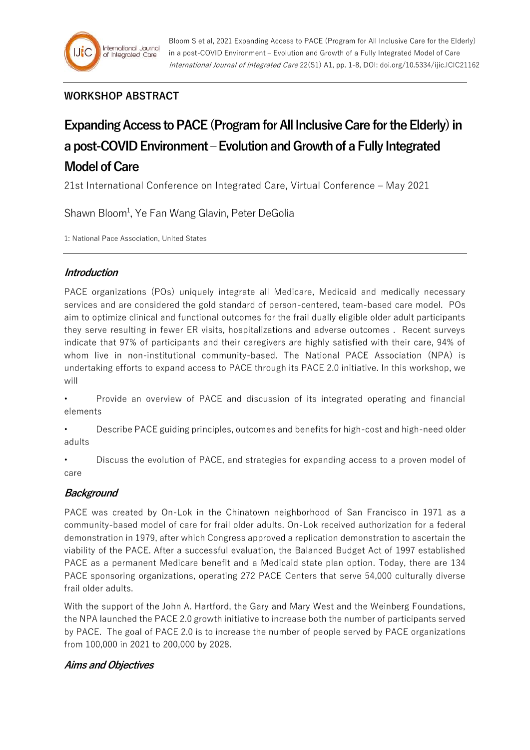## WORKSHOP ABSTRACT

# Expanding Access to PACE (Program for All Inclusive Care for the Elderly) in a post-COVID Environment – Evolution and Growth of a Fully Integrated Model of Care

21st International Conference on Integrated Care, Virtual Conference – May 2021

Shawn Bloom[1], Ye Fan Wang Glavin, Peter DeGolia

1: National Pace Association, United States

### *Introduction*

PACE organizations (POs) uniquely integrate all Medicare, Medicaid and medically necessary services and are considered the gold standard of person-centered, team-based care model. POs aim to optimize clinical and functional outcomes for the frail dually eligible older adult participants they serve resulting in fewer ER visits, hospitalizations and adverse outcomes . Recent surveys indicate that 97% of participants and their caregivers are highly satisfied with their care, 94% of whom live in non-institutional community-based. The National PACE Association (NPA) is undertaking efforts to expand access to PACE through its PACE 2.0 initiative. In this workshop, we will

- Provide an overview of PACE and discussion of its integrated operating and financial elements
- Describe PACE guiding principles, outcomes and benefits for high-cost and high-need older adults
- Discuss the evolution of PACE, and strategies for expanding access to a proven model of care

### *Background*

PACE was created by On-Lok in the Chinatown neighborhood of San Francisco in 1971 as a community-based model of care for frail older adults. On-Lok received authorization for a federal demonstration in 1979, after which Congress approved a replication demonstration to ascertain the viability of the PACE. After a successful evaluation, the Balanced Budget Act of 1997 established PACE as a permanent Medicare benefit and a Medicaid state plan option. Today, there are 134 PACE sponsoring organizations, operating 272 PACE Centers that serve 54,000 culturally diverse frail older adults.

With the support of the John A. Hartford, the Gary and Mary West and the Weinberg Foundations, the NPA launched the PACE 2.0 growth initiative to increase both the number of participants served by PACE. The goal of PACE 2.0 is to increase the number of people served by PACE organizations from 100,000 in 2021 to 200,000 by 2028.

### *Aims and Objectives*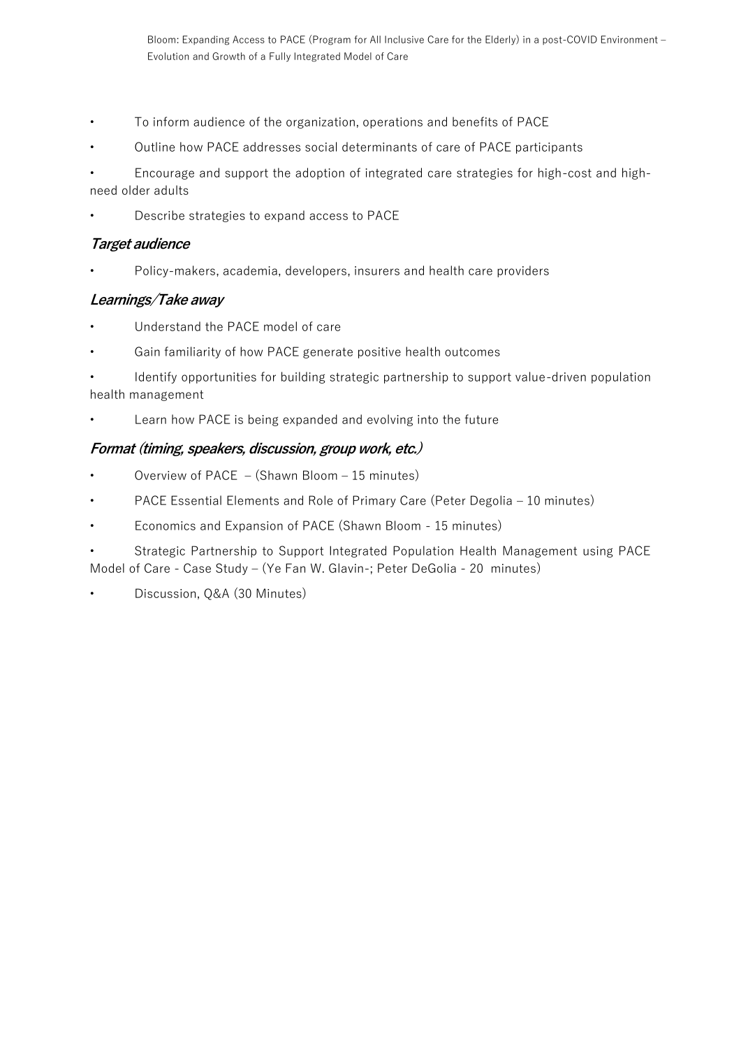- To inform audience of the organization, operations and benefits of PACE
- Outline how PACE addresses social determinants of care of PACE participants
- Encourage and support the adoption of integrated care strategies for high-cost and high-need older adults
- Describe strategies to expand access to PACE

### *Target audience*

- Policy-makers, academia, developers, insurers and health care providers

### *Learnings/Take away*

- Understand the PACE model of care
- Gain familiarity of how PACE generate positive health outcomes
- Identify opportunities for building strategic partnership to support value-driven population health management
- Learn how PACE is being expanded and evolving into the future

### *Format (timing, speakers, discussion, group work, etc.)*

- Overview of PACE – (Shawn Bloom – 15 minutes)
- PACE Essential Elements and Role of Primary Care (Peter Degolia – 10 minutes)
- Economics and Expansion of PACE (Shawn Bloom - 15 minutes)
- Strategic Partnership to Support Integrated Population Health Management using PACE Model of Care - Case Study – (Ye Fan W. Glavin-; Peter DeGolia - 20 minutes)
- Discussion, Q&A (30 Minutes)